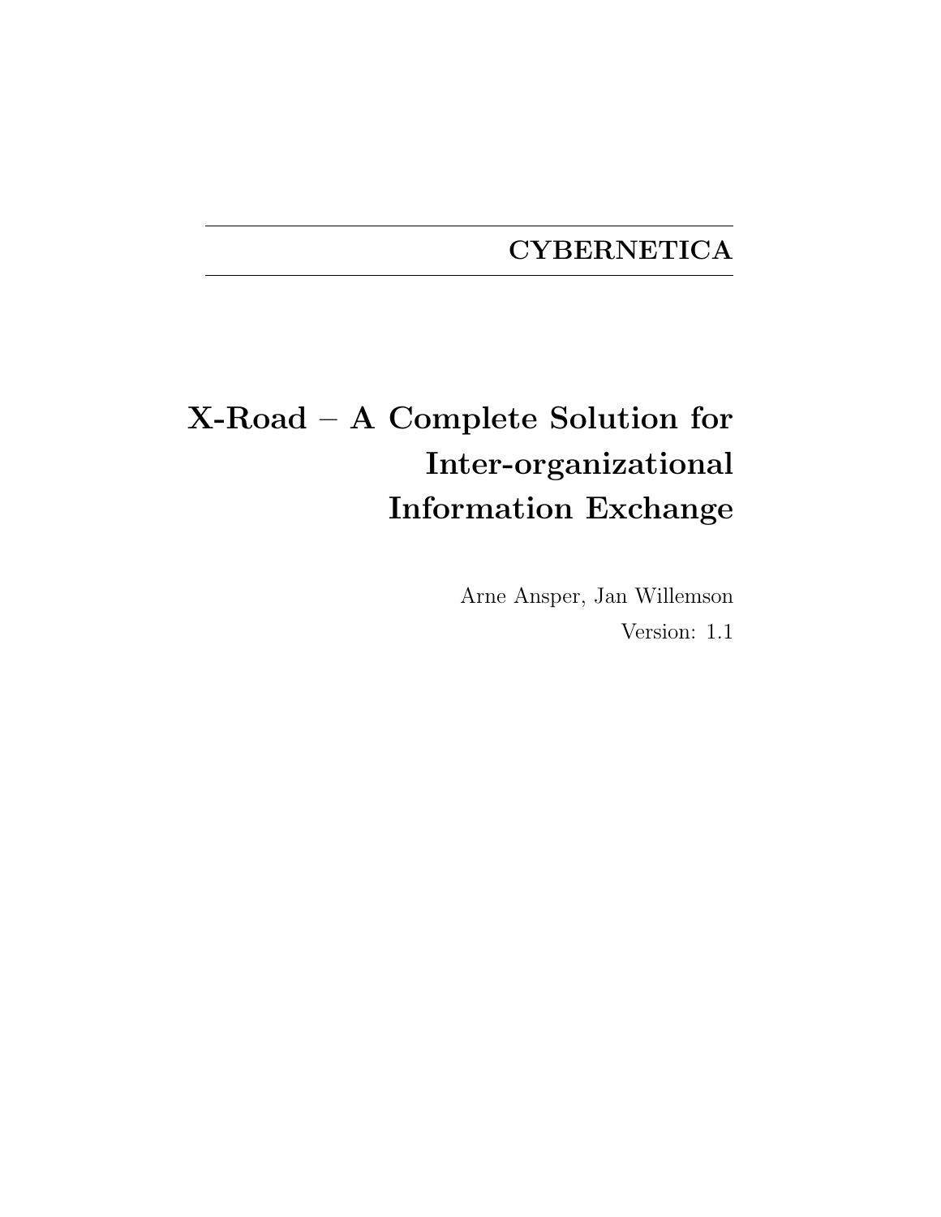**CYBERNETICA**

# X-Road – A Complete Solution for Inter-organizational Information Exchange

Arne Ansper, Jan Willemson

Version: 1.1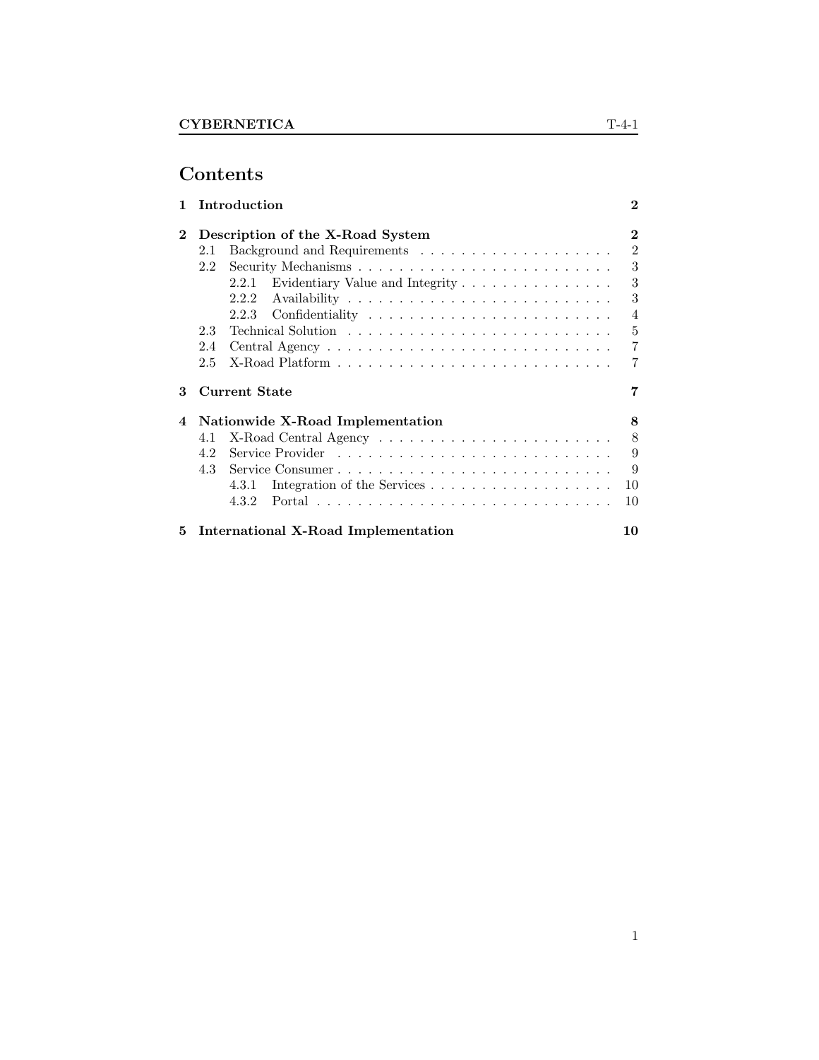# Contents

**1 Introduction** **2**

**2 Description of the X-Road System** **2**

- 2.1 Background and Requirements . . . . . . . . . . . . . . . . . . . 2
- 2.2 Security Mechanisms . . . . . . . . . . . . . . . . . . . . . . . . . 3
  - 2.2.1 Evidentiary Value and Integrity . . . . . . . . . . . . . . . 3
  - 2.2.2 Availability . . . . . . . . . . . . . . . . . . . . . . . . . 3
  - 2.2.3 Confidentiality . . . . . . . . . . . . . . . . . . . . . . . . 4
- 2.3 Technical Solution . . . . . . . . . . . . . . . . . . . . . . . . . 5
- 2.4 Central Agency . . . . . . . . . . . . . . . . . . . . . . . . . . . 7
- 2.5 X-Road Platform . . . . . . . . . . . . . . . . . . . . . . . . . . 7

**3 Current State** **7**

**4 Nationwide X-Road Implementation** **8**

- 4.1 X-Road Central Agency . . . . . . . . . . . . . . . . . . . . . . . 8
- 4.2 Service Provider . . . . . . . . . . . . . . . . . . . . . . . . . . 9
- 4.3 Service Consumer . . . . . . . . . . . . . . . . . . . . . . . . . . 9
  - 4.3.1 Integration of the Services . . . . . . . . . . . . . . . . . . 10
  - 4.3.2 Portal . . . . . . . . . . . . . . . . . . . . . . . . . . . . . 10

**5 International X-Road Implementation** **10**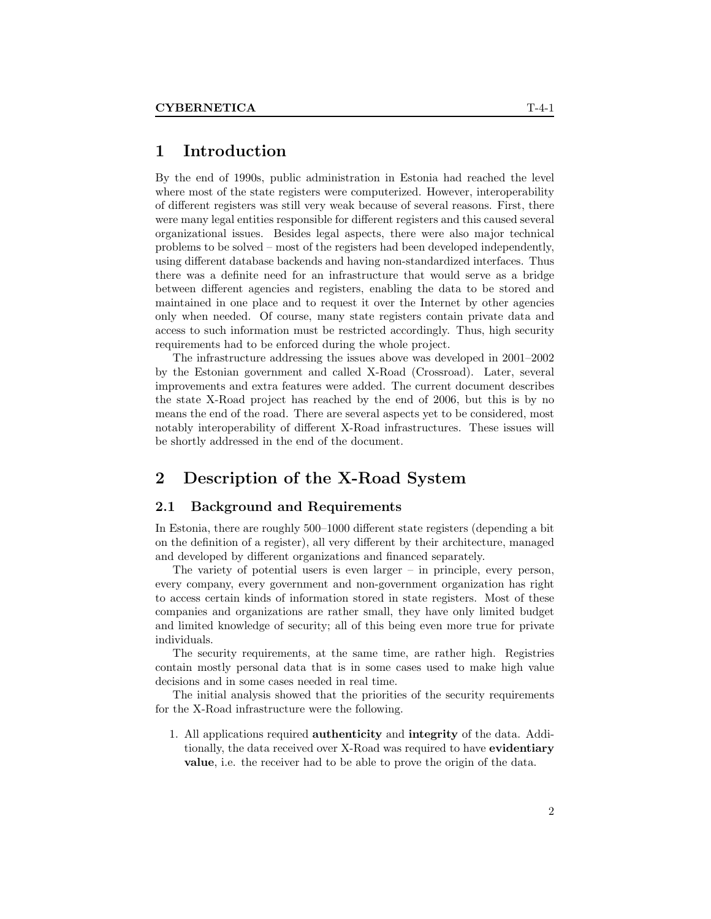# 1 Introduction

By the end of 1990s, public administration in Estonia had reached the level where most of the state registers were computerized. However, interoperability of different registers was still very weak because of several reasons. First, there were many legal entities responsible for different registers and this caused several organizational issues. Besides legal aspects, there were also major technical problems to be solved – most of the registers had been developed independently, using different database backends and having non-standardized interfaces. Thus there was a definite need for an infrastructure that would serve as a bridge between different agencies and registers, enabling the data to be stored and maintained in one place and to request it over the Internet by other agencies only when needed. Of course, many state registers contain private data and access to such information must be restricted accordingly. Thus, high security requirements had to be enforced during the whole project.

The infrastructure addressing the issues above was developed in 2001–2002 by the Estonian government and called X-Road (Crossroad). Later, several improvements and extra features were added. The current document describes the state X-Road project has reached by the end of 2006, but this is by no means the end of the road. There are several aspects yet to be considered, most notably interoperability of different X-Road infrastructures. These issues will be shortly addressed in the end of the document.

# 2 Description of the X-Road System

## 2.1 Background and Requirements

In Estonia, there are roughly 500–1000 different state registers (depending a bit on the definition of a register), all very different by their architecture, managed and developed by different organizations and financed separately.

The variety of potential users is even larger – in principle, every person, every company, every government and non-government organization has right to access certain kinds of information stored in state registers. Most of these companies and organizations are rather small, they have only limited budget and limited knowledge of security; all of this being even more true for private individuals.

The security requirements, at the same time, are rather high. Registries contain mostly personal data that is in some cases used to make high value decisions and in some cases needed in real time.

The initial analysis showed that the priorities of the security requirements for the X-Road infrastructure were the following.

1. All applications required **authenticity** and **integrity** of the data. Additionally, the data received over X-Road was required to have **evidentiary value**, i.e. the receiver had to be able to prove the origin of the data.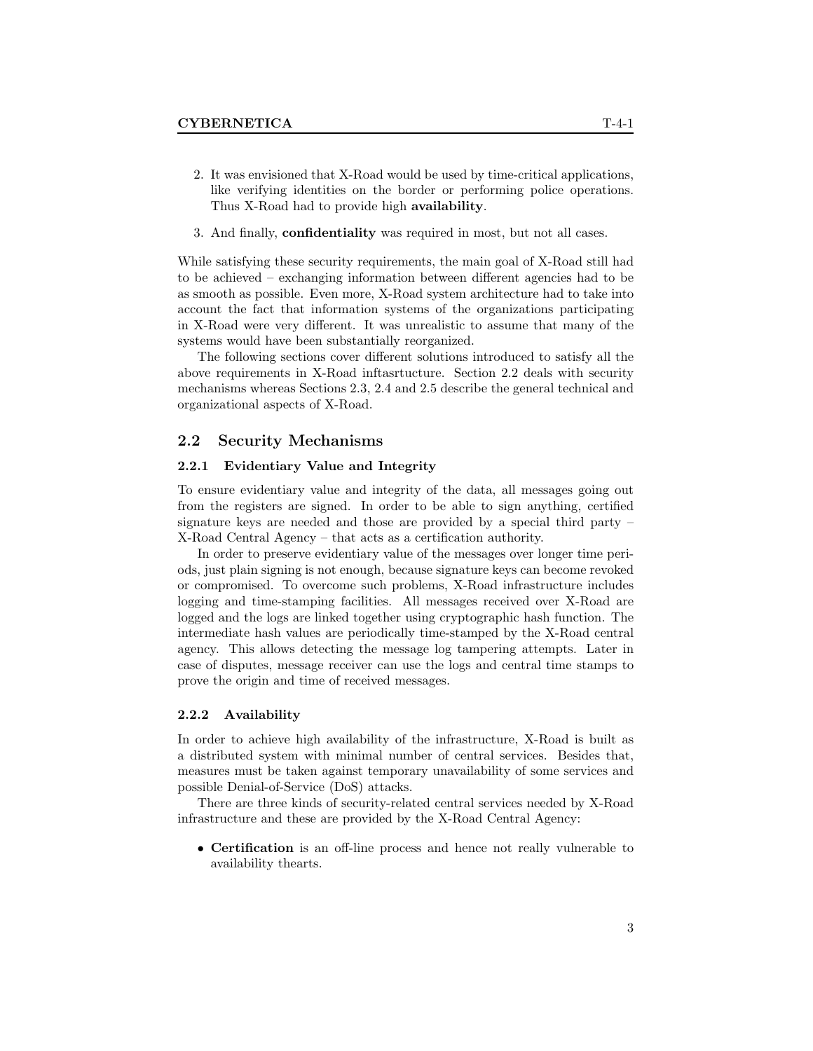2. It was envisioned that X-Road would be used by time-critical applications, like verifying identities on the border or performing police operations. Thus X-Road had to provide high **availability**.

3. And finally, **confidentiality** was required in most, but not all cases.

While satisfying these security requirements, the main goal of X-Road still had to be achieved – exchanging information between different agencies had to be as smooth as possible. Even more, X-Road system architecture had to take into account the fact that information systems of the organizations participating in X-Road were very different. It was unrealistic to assume that many of the systems would have been substantially reorganized.

The following sections cover different solutions introduced to satisfy all the above requirements in X-Road inftasrtucture. Section 2.2 deals with security mechanisms whereas Sections 2.3, 2.4 and 2.5 describe the general technical and organizational aspects of X-Road.

## 2.2 Security Mechanisms

### 2.2.1 Evidentiary Value and Integrity

To ensure evidentiary value and integrity of the data, all messages going out from the registers are signed. In order to be able to sign anything, certified signature keys are needed and those are provided by a special third party – X-Road Central Agency – that acts as a certification authority.

In order to preserve evidentiary value of the messages over longer time periods, just plain signing is not enough, because signature keys can become revoked or compromised. To overcome such problems, X-Road infrastructure includes logging and time-stamping facilities. All messages received over X-Road are logged and the logs are linked together using cryptographic hash function. The intermediate hash values are periodically time-stamped by the X-Road central agency. This allows detecting the message log tampering attempts. Later in case of disputes, message receiver can use the logs and central time stamps to prove the origin and time of received messages.

### 2.2.2 Availability

In order to achieve high availability of the infrastructure, X-Road is built as a distributed system with minimal number of central services. Besides that, measures must be taken against temporary unavailability of some services and possible Denial-of-Service (DoS) attacks.

There are three kinds of security-related central services needed by X-Road infrastructure and these are provided by the X-Road Central Agency:

- **Certification** is an off-line process and hence not really vulnerable to availability thearts.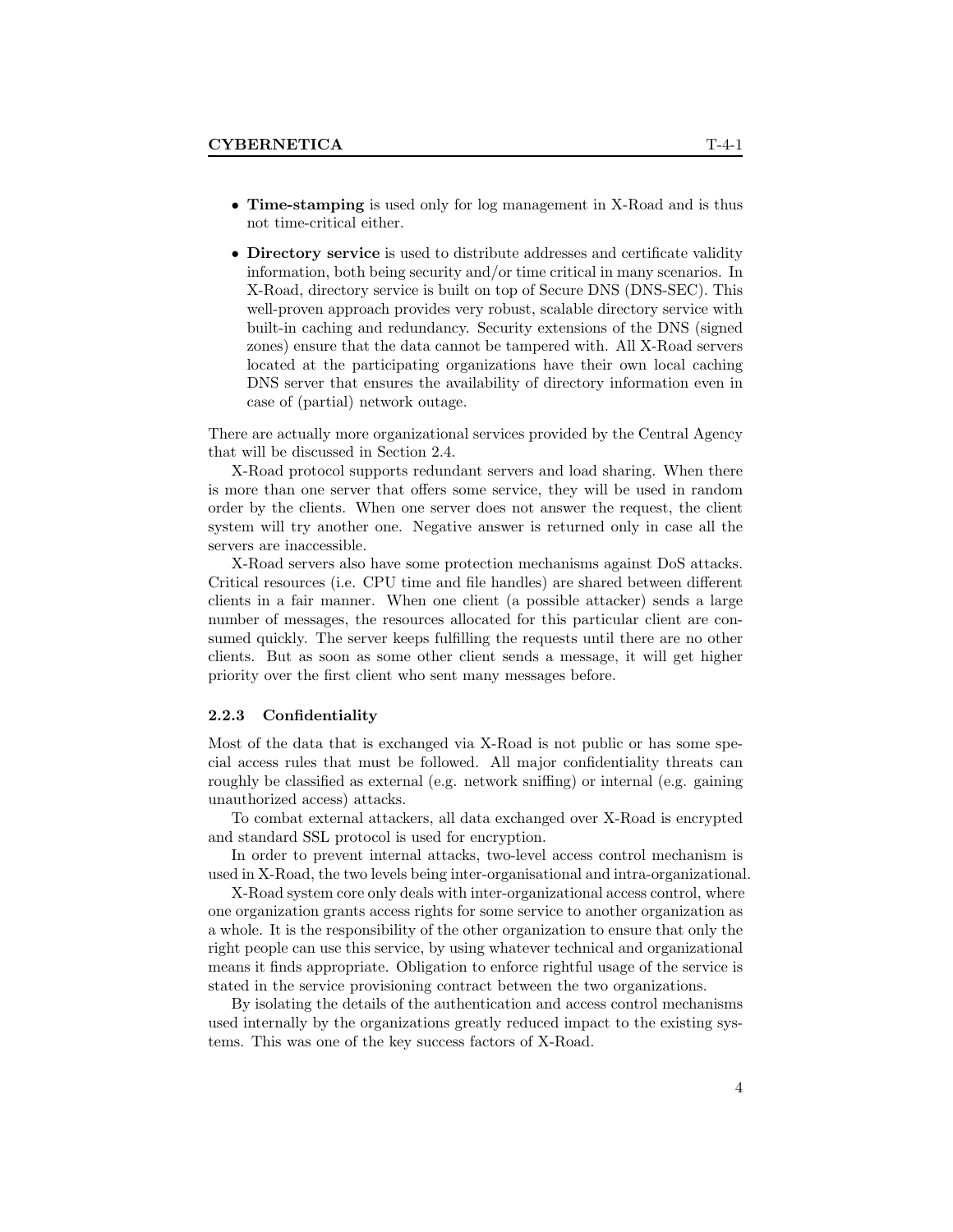- **Time-stamping** is used only for log management in X-Road and is thus not time-critical either.
- **Directory service** is used to distribute addresses and certificate validity information, both being security and/or time critical in many scenarios. In X-Road, directory service is built on top of Secure DNS (DNS-SEC). This well-proven approach provides very robust, scalable directory service with built-in caching and redundancy. Security extensions of the DNS (signed zones) ensure that the data cannot be tampered with. All X-Road servers located at the participating organizations have their own local caching DNS server that ensures the availability of directory information even in case of (partial) network outage.

There are actually more organizational services provided by the Central Agency that will be discussed in Section 2.4.

X-Road protocol supports redundant servers and load sharing. When there is more than one server that offers some service, they will be used in random order by the clients. When one server does not answer the request, the client system will try another one. Negative answer is returned only in case all the servers are inaccessible.

X-Road servers also have some protection mechanisms against DoS attacks. Critical resources (i.e. CPU time and file handles) are shared between different clients in a fair manner. When one client (a possible attacker) sends a large number of messages, the resources allocated for this particular client are consumed quickly. The server keeps fulfilling the requests until there are no other clients. But as soon as some other client sends a message, it will get higher priority over the first client who sent many messages before.

### 2.2.3 Confidentiality

Most of the data that is exchanged via X-Road is not public or has some special access rules that must be followed. All major confidentiality threats can roughly be classified as external (e.g. network sniffing) or internal (e.g. gaining unauthorized access) attacks.

To combat external attackers, all data exchanged over X-Road is encrypted and standard SSL protocol is used for encryption.

In order to prevent internal attacks, two-level access control mechanism is used in X-Road, the two levels being inter-organisational and intra-organizational.

X-Road system core only deals with inter-organizational access control, where one organization grants access rights for some service to another organization as a whole. It is the responsibility of the other organization to ensure that only the right people can use this service, by using whatever technical and organizational means it finds appropriate. Obligation to enforce rightful usage of the service is stated in the service provisioning contract between the two organizations.

By isolating the details of the authentication and access control mechanisms used internally by the organizations greatly reduced impact to the existing systems. This was one of the key success factors of X-Road.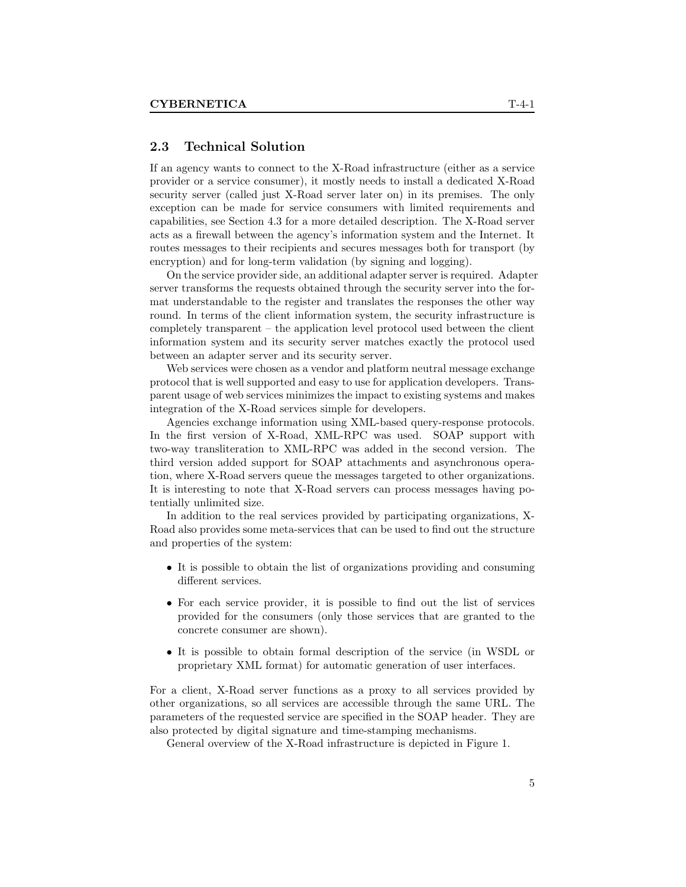## 2.3 Technical Solution

If an agency wants to connect to the X-Road infrastructure (either as a service provider or a service consumer), it mostly needs to install a dedicated X-Road security server (called just X-Road server later on) in its premises. The only exception can be made for service consumers with limited requirements and capabilities, see Section 4.3 for a more detailed description. The X-Road server acts as a firewall between the agency's information system and the Internet. It routes messages to their recipients and secures messages both for transport (by encryption) and for long-term validation (by signing and logging).

On the service provider side, an additional adapter server is required. Adapter server transforms the requests obtained through the security server into the format understandable to the register and translates the responses the other way round. In terms of the client information system, the security infrastructure is completely transparent – the application level protocol used between the client information system and its security server matches exactly the protocol used between an adapter server and its security server.

Web services were chosen as a vendor and platform neutral message exchange protocol that is well supported and easy to use for application developers. Transparent usage of web services minimizes the impact to existing systems and makes integration of the X-Road services simple for developers.

Agencies exchange information using XML-based query-response protocols. In the first version of X-Road, XML-RPC was used. SOAP support with two-way transliteration to XML-RPC was added in the second version. The third version added support for SOAP attachments and asynchronous operation, where X-Road servers queue the messages targeted to other organizations. It is interesting to note that X-Road servers can process messages having potentially unlimited size.

In addition to the real services provided by participating organizations, X-Road also provides some meta-services that can be used to find out the structure and properties of the system:

- It is possible to obtain the list of organizations providing and consuming different services.
- For each service provider, it is possible to find out the list of services provided for the consumers (only those services that are granted to the concrete consumer are shown).
- It is possible to obtain formal description of the service (in WSDL or proprietary XML format) for automatic generation of user interfaces.

For a client, X-Road server functions as a proxy to all services provided by other organizations, so all services are accessible through the same URL. The parameters of the requested service are specified in the SOAP header. They are also protected by digital signature and time-stamping mechanisms.

General overview of the X-Road infrastructure is depicted in Figure 1.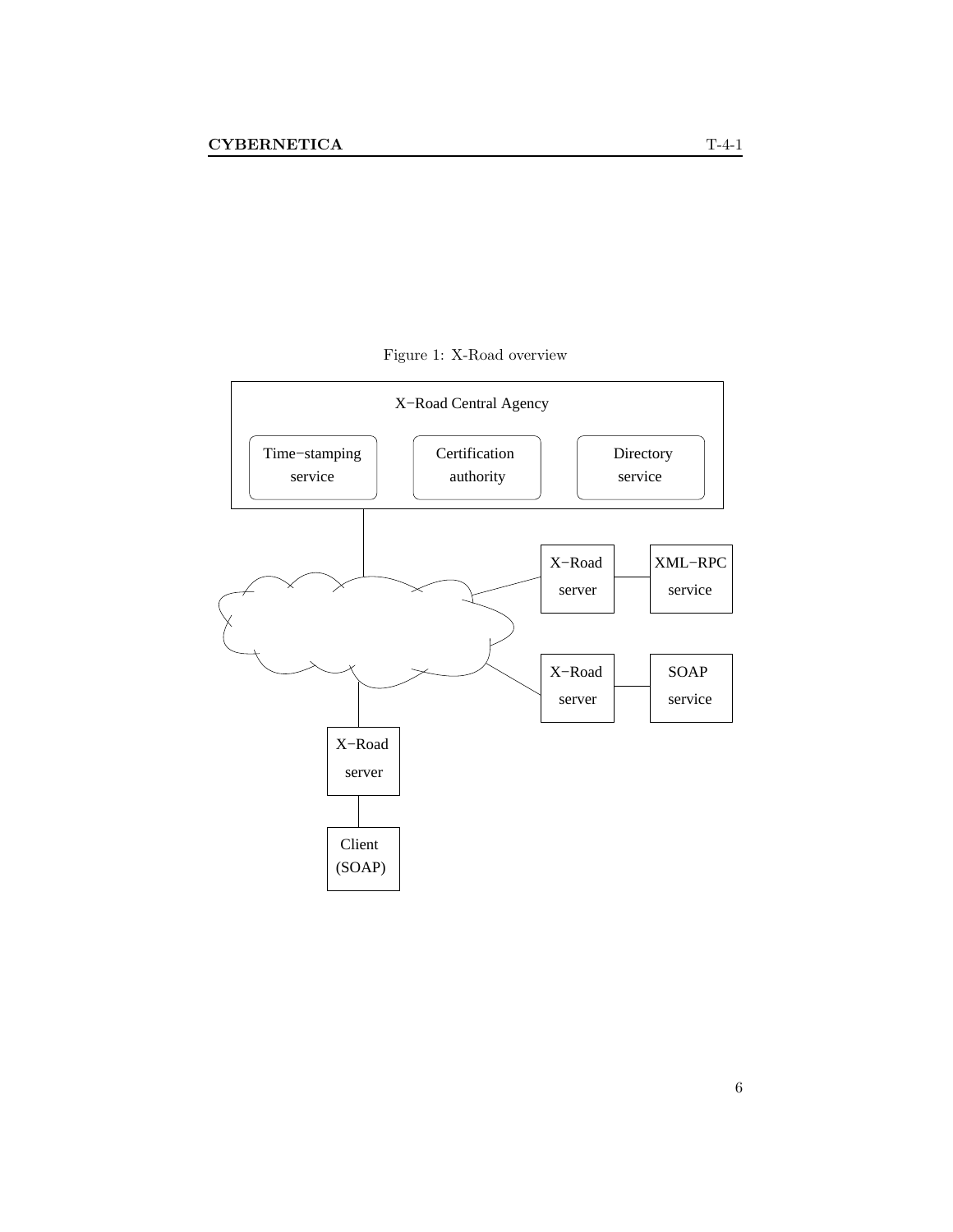Figure 1: X-Road overview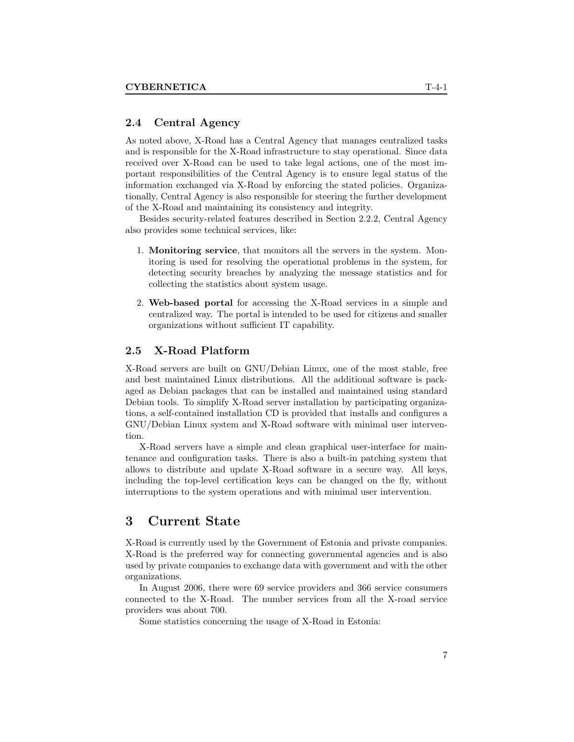### 2.4 Central Agency

As noted above, X-Road has a Central Agency that manages centralized tasks and is responsible for the X-Road infrastructure to stay operational. Since data received over X-Road can be used to take legal actions, one of the most important responsibilities of the Central Agency is to ensure legal status of the information exchanged via X-Road by enforcing the stated policies. Organizationally, Central Agency is also responsible for steering the further development of the X-Road and maintaining its consistency and integrity.

Besides security-related features described in Section 2.2.2, Central Agency also provides some technical services, like:

1. **Monitoring service**, that monitors all the servers in the system. Monitoring is used for resolving the operational problems in the system, for detecting security breaches by analyzing the message statistics and for collecting the statistics about system usage.

2. **Web-based portal** for accessing the X-Road services in a simple and centralized way. The portal is intended to be used for citizens and smaller organizations without sufficient IT capability.

### 2.5 X-Road Platform

X-Road servers are built on GNU/Debian Linux, one of the most stable, free and best maintained Linux distributions. All the additional software is packaged as Debian packages that can be installed and maintained using standard Debian tools. To simplify X-Road server installation by participating organizations, a self-contained installation CD is provided that installs and configures a GNU/Debian Linux system and X-Road software with minimal user intervention.

X-Road servers have a simple and clean graphical user-interface for maintenance and configuration tasks. There is also a built-in patching system that allows to distribute and update X-Road software in a secure way. All keys, including the top-level certification keys can be changed on the fly, without interruptions to the system operations and with minimal user intervention.

## 3 Current State

X-Road is currently used by the Government of Estonia and private companies. X-Road is the preferred way for connecting governmental agencies and is also used by private companies to exchange data with government and with the other organizations.

In August 2006, there were 69 service providers and 366 service consumers connected to the X-Road. The number services from all the X-road service providers was about 700.

Some statistics concerning the usage of X-Road in Estonia: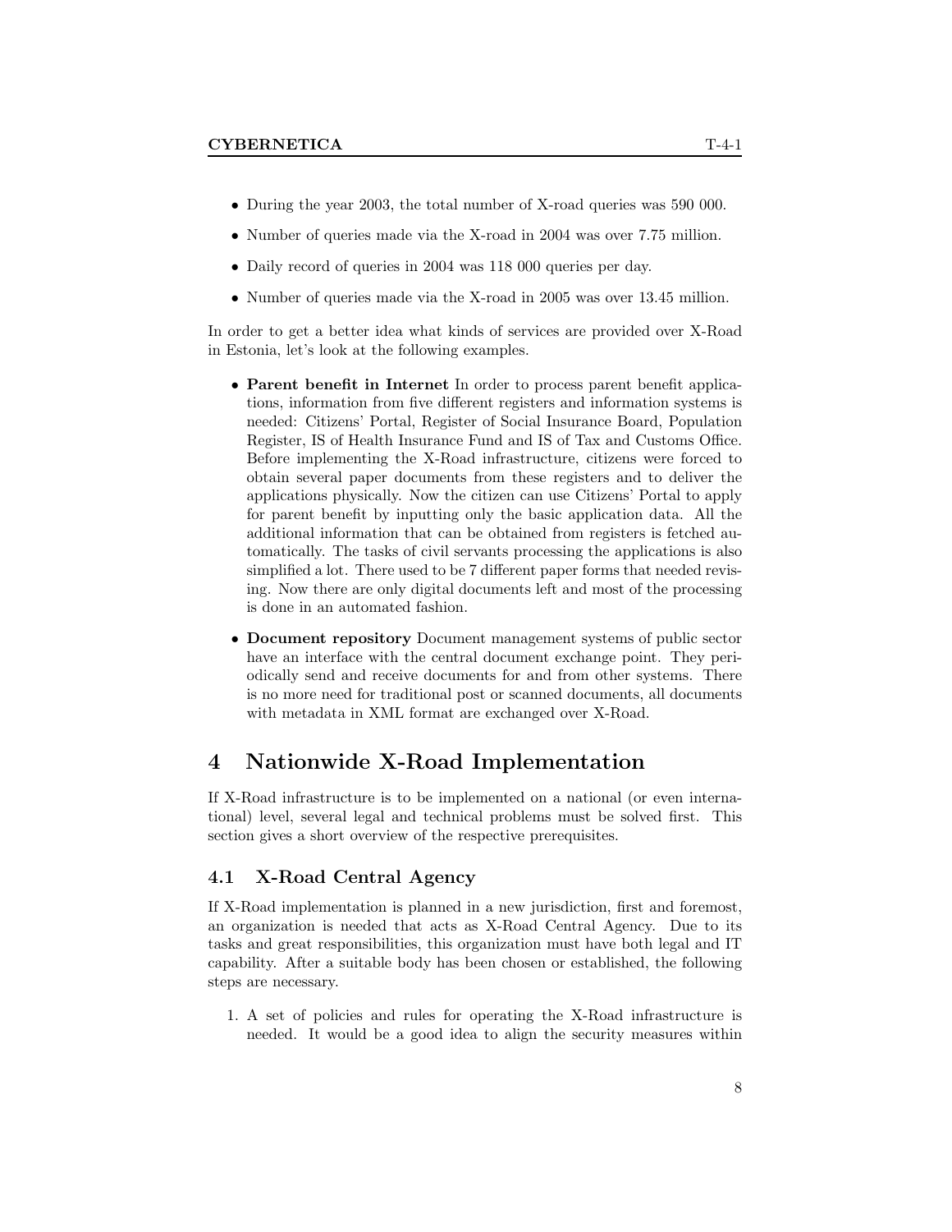- During the year 2003, the total number of X-road queries was 590 000.
- Number of queries made via the X-road in 2004 was over 7.75 million.
- Daily record of queries in 2004 was 118 000 queries per day.
- Number of queries made via the X-road in 2005 was over 13.45 million.

In order to get a better idea what kinds of services are provided over X-Road in Estonia, let's look at the following examples.

- **Parent benefit in Internet** In order to process parent benefit applications, information from five different registers and information systems is needed: Citizens' Portal, Register of Social Insurance Board, Population Register, IS of Health Insurance Fund and IS of Tax and Customs Office. Before implementing the X-Road infrastructure, citizens were forced to obtain several paper documents from these registers and to deliver the applications physically. Now the citizen can use Citizens' Portal to apply for parent benefit by inputting only the basic application data. All the additional information that can be obtained from registers is fetched automatically. The tasks of civil servants processing the applications is also simplified a lot. There used to be 7 different paper forms that needed revising. Now there are only digital documents left and most of the processing is done in an automated fashion.
- **Document repository** Document management systems of public sector have an interface with the central document exchange point. They periodically send and receive documents for and from other systems. There is no more need for traditional post or scanned documents, all documents with metadata in XML format are exchanged over X-Road.

# 4 Nationwide X-Road Implementation

If X-Road infrastructure is to be implemented on a national (or even international) level, several legal and technical problems must be solved first. This section gives a short overview of the respective prerequisites.

## 4.1 X-Road Central Agency

If X-Road implementation is planned in a new jurisdiction, first and foremost, an organization is needed that acts as X-Road Central Agency. Due to its tasks and great responsibilities, this organization must have both legal and IT capability. After a suitable body has been chosen or established, the following steps are necessary.

1. A set of policies and rules for operating the X-Road infrastructure is needed. It would be a good idea to align the security measures within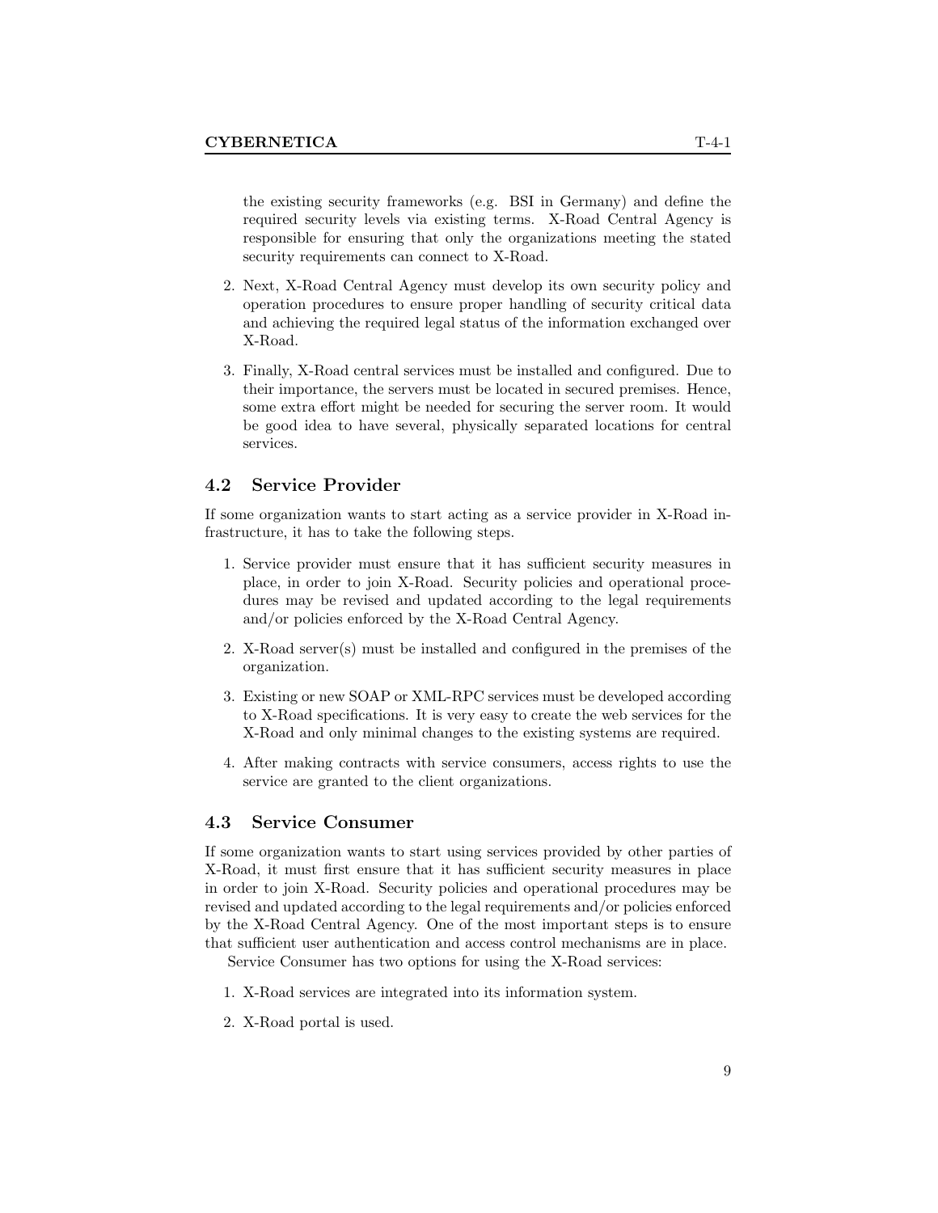the existing security frameworks (e.g. BSI in Germany) and define the required security levels via existing terms. X-Road Central Agency is responsible for ensuring that only the organizations meeting the stated security requirements can connect to X-Road.

2. Next, X-Road Central Agency must develop its own security policy and operation procedures to ensure proper handling of security critical data and achieving the required legal status of the information exchanged over X-Road.
3. Finally, X-Road central services must be installed and configured. Due to their importance, the servers must be located in secured premises. Hence, some extra effort might be needed for securing the server room. It would be good idea to have several, physically separated locations for central services.

## 4.2 Service Provider

If some organization wants to start acting as a service provider in X-Road infrastructure, it has to take the following steps.

1. Service provider must ensure that it has sufficient security measures in place, in order to join X-Road. Security policies and operational procedures may be revised and updated according to the legal requirements and/or policies enforced by the X-Road Central Agency.
2. X-Road server(s) must be installed and configured in the premises of the organization.
3. Existing or new SOAP or XML-RPC services must be developed according to X-Road specifications. It is very easy to create the web services for the X-Road and only minimal changes to the existing systems are required.
4. After making contracts with service consumers, access rights to use the service are granted to the client organizations.

## 4.3 Service Consumer

If some organization wants to start using services provided by other parties of X-Road, it must first ensure that it has sufficient security measures in place in order to join X-Road. Security policies and operational procedures may be revised and updated according to the legal requirements and/or policies enforced by the X-Road Central Agency. One of the most important steps is to ensure that sufficient user authentication and access control mechanisms are in place.

Service Consumer has two options for using the X-Road services:

1. X-Road services are integrated into its information system.
2. X-Road portal is used.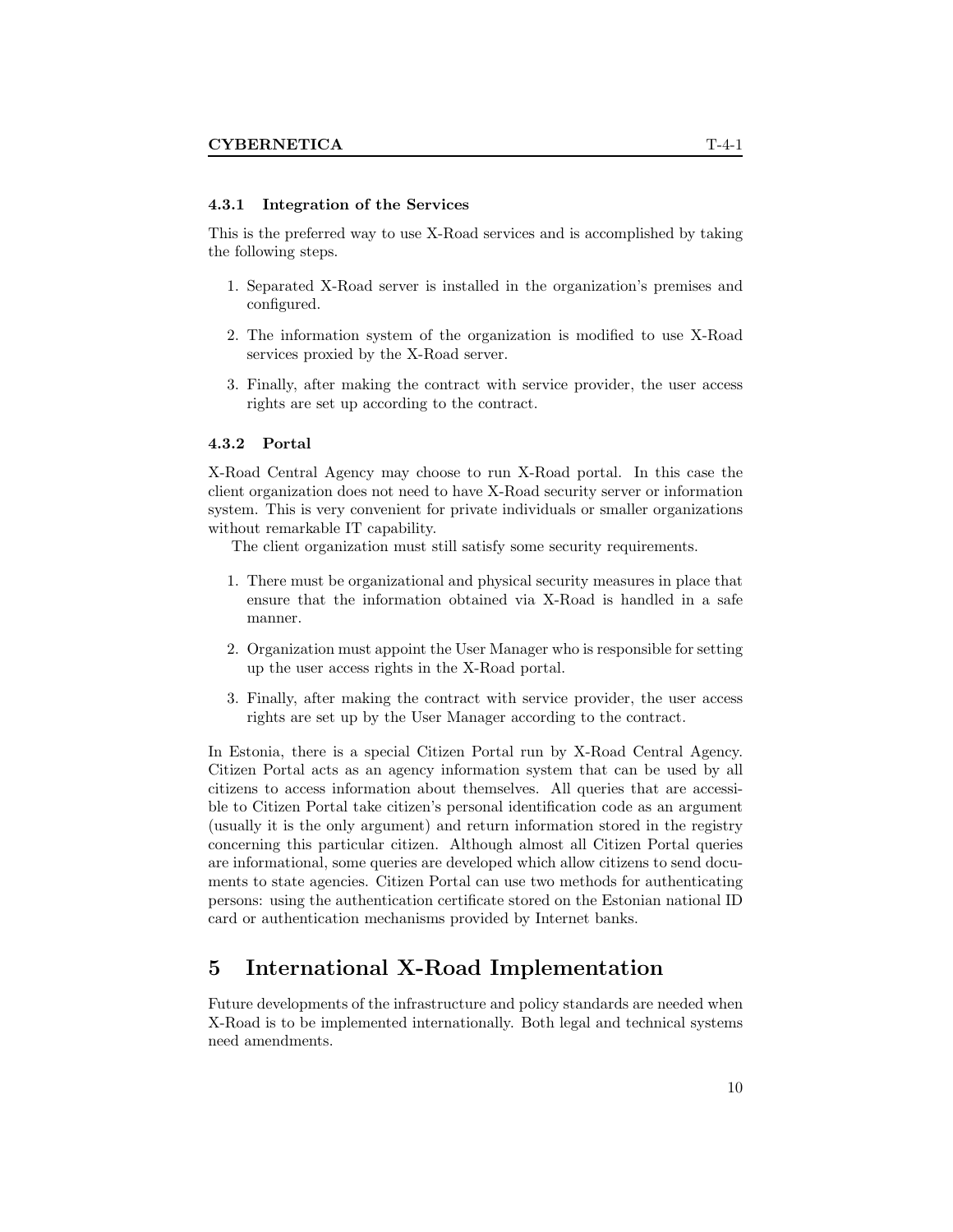### 4.3.1 Integration of the Services

This is the preferred way to use X-Road services and is accomplished by taking the following steps.

1. Separated X-Road server is installed in the organization's premises and configured.
2. The information system of the organization is modified to use X-Road services proxied by the X-Road server.
3. Finally, after making the contract with service provider, the user access rights are set up according to the contract.

### 4.3.2 Portal

X-Road Central Agency may choose to run X-Road portal. In this case the client organization does not need to have X-Road security server or information system. This is very convenient for private individuals or smaller organizations without remarkable IT capability.

The client organization must still satisfy some security requirements.

1. There must be organizational and physical security measures in place that ensure that the information obtained via X-Road is handled in a safe manner.
2. Organization must appoint the User Manager who is responsible for setting up the user access rights in the X-Road portal.
3. Finally, after making the contract with service provider, the user access rights are set up by the User Manager according to the contract.

In Estonia, there is a special Citizen Portal run by X-Road Central Agency. Citizen Portal acts as an agency information system that can be used by all citizens to access information about themselves. All queries that are accessible to Citizen Portal take citizen's personal identification code as an argument (usually it is the only argument) and return information stored in the registry concerning this particular citizen. Although almost all Citizen Portal queries are informational, some queries are developed which allow citizens to send documents to state agencies. Citizen Portal can use two methods for authenticating persons: using the authentication certificate stored on the Estonian national ID card or authentication mechanisms provided by Internet banks.

## 5 International X-Road Implementation

Future developments of the infrastructure and policy standards are needed when X-Road is to be implemented internationally. Both legal and technical systems need amendments.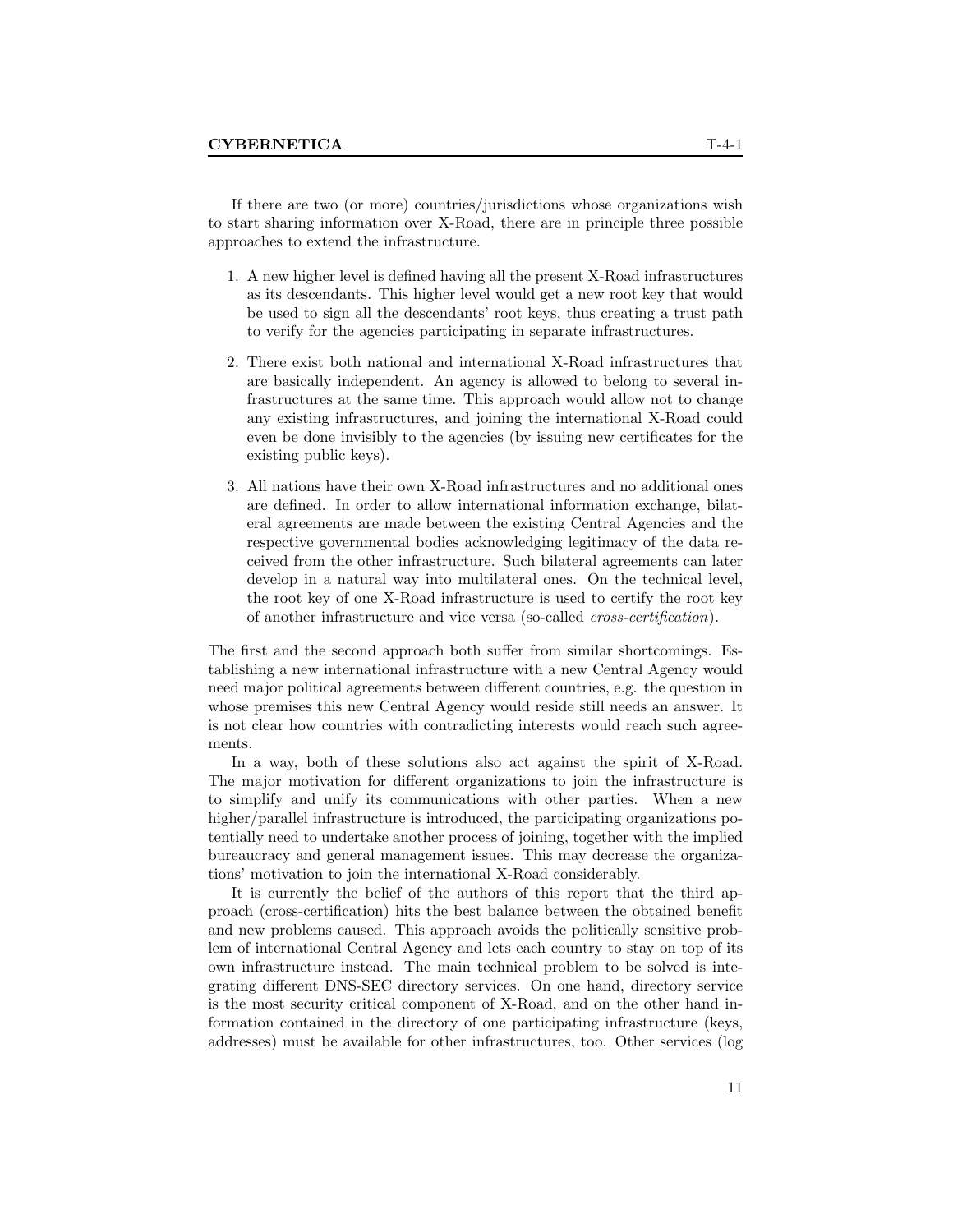If there are two (or more) countries/jurisdictions whose organizations wish to start sharing information over X-Road, there are in principle three possible approaches to extend the infrastructure.

1. A new higher level is defined having all the present X-Road infrastructures as its descendants. This higher level would get a new root key that would be used to sign all the descendants' root keys, thus creating a trust path to verify for the agencies participating in separate infrastructures.

2. There exist both national and international X-Road infrastructures that are basically independent. An agency is allowed to belong to several infrastructures at the same time. This approach would allow not to change any existing infrastructures, and joining the international X-Road could even be done invisibly to the agencies (by issuing new certificates for the existing public keys).

3. All nations have their own X-Road infrastructures and no additional ones are defined. In order to allow international information exchange, bilateral agreements are made between the existing Central Agencies and the respective governmental bodies acknowledging legitimacy of the data received from the other infrastructure. Such bilateral agreements can later develop in a natural way into multilateral ones. On the technical level, the root key of one X-Road infrastructure is used to certify the root key of another infrastructure and vice versa (so-called *cross-certification*).

The first and the second approach both suffer from similar shortcomings. Establishing a new international infrastructure with a new Central Agency would need major political agreements between different countries, e.g. the question in whose premises this new Central Agency would reside still needs an answer. It is not clear how countries with contradicting interests would reach such agreements.

In a way, both of these solutions also act against the spirit of X-Road. The major motivation for different organizations to join the infrastructure is to simplify and unify its communications with other parties. When a new higher/parallel infrastructure is introduced, the participating organizations potentially need to undertake another process of joining, together with the implied bureaucracy and general management issues. This may decrease the organizations' motivation to join the international X-Road considerably.

It is currently the belief of the authors of this report that the third approach (cross-certification) hits the best balance between the obtained benefit and new problems caused. This approach avoids the politically sensitive problem of international Central Agency and lets each country to stay on top of its own infrastructure instead. The main technical problem to be solved is integrating different DNS-SEC directory services. On one hand, directory service is the most security critical component of X-Road, and on the other hand information contained in the directory of one participating infrastructure (keys, addresses) must be available for other infrastructures, too. Other services (log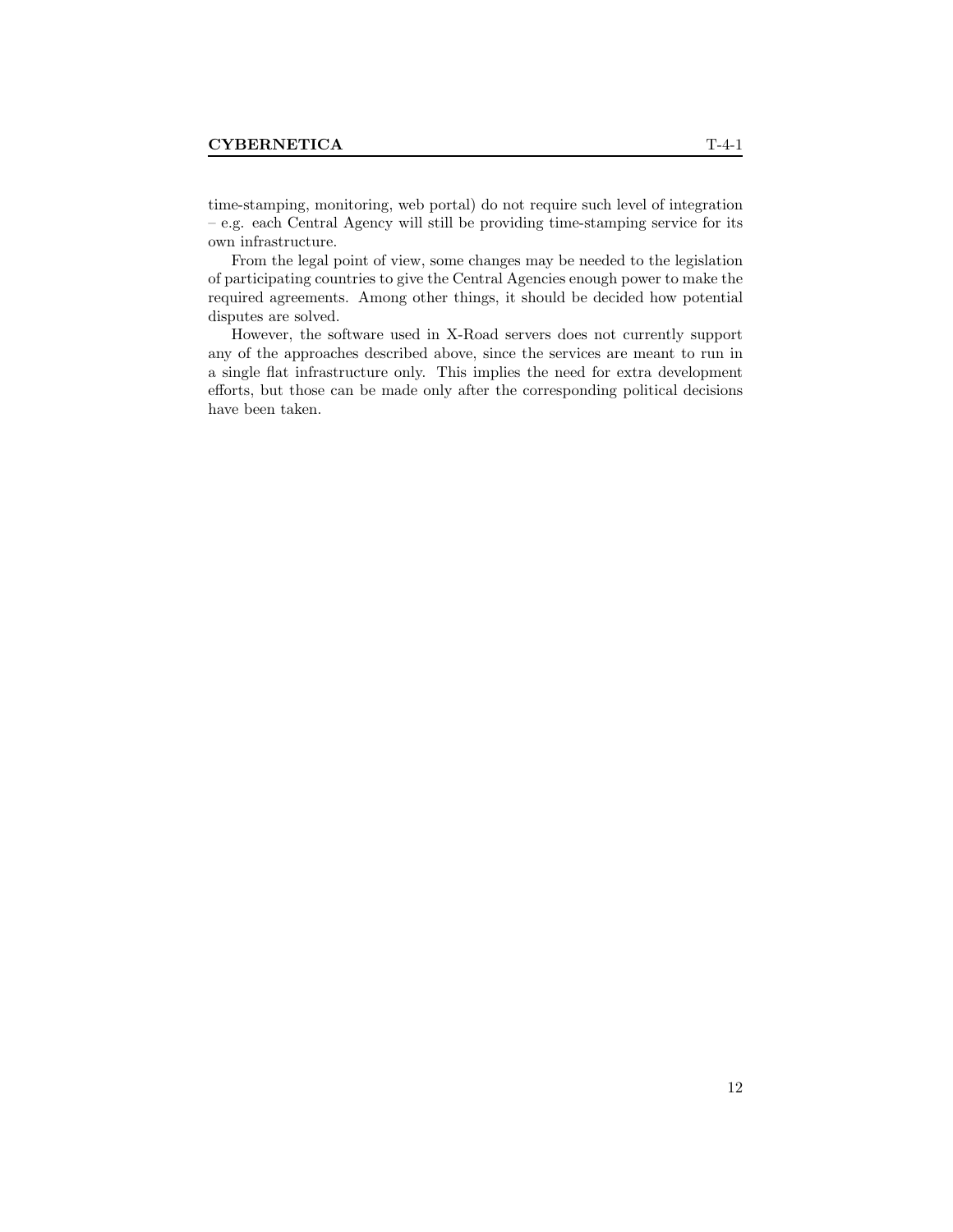time-stamping, monitoring, web portal) do not require such level of integration – e.g. each Central Agency will still be providing time-stamping service for its own infrastructure.

From the legal point of view, some changes may be needed to the legislation of participating countries to give the Central Agencies enough power to make the required agreements. Among other things, it should be decided how potential disputes are solved.

However, the software used in X-Road servers does not currently support any of the approaches described above, since the services are meant to run in a single flat infrastructure only. This implies the need for extra development efforts, but those can be made only after the corresponding political decisions have been taken.